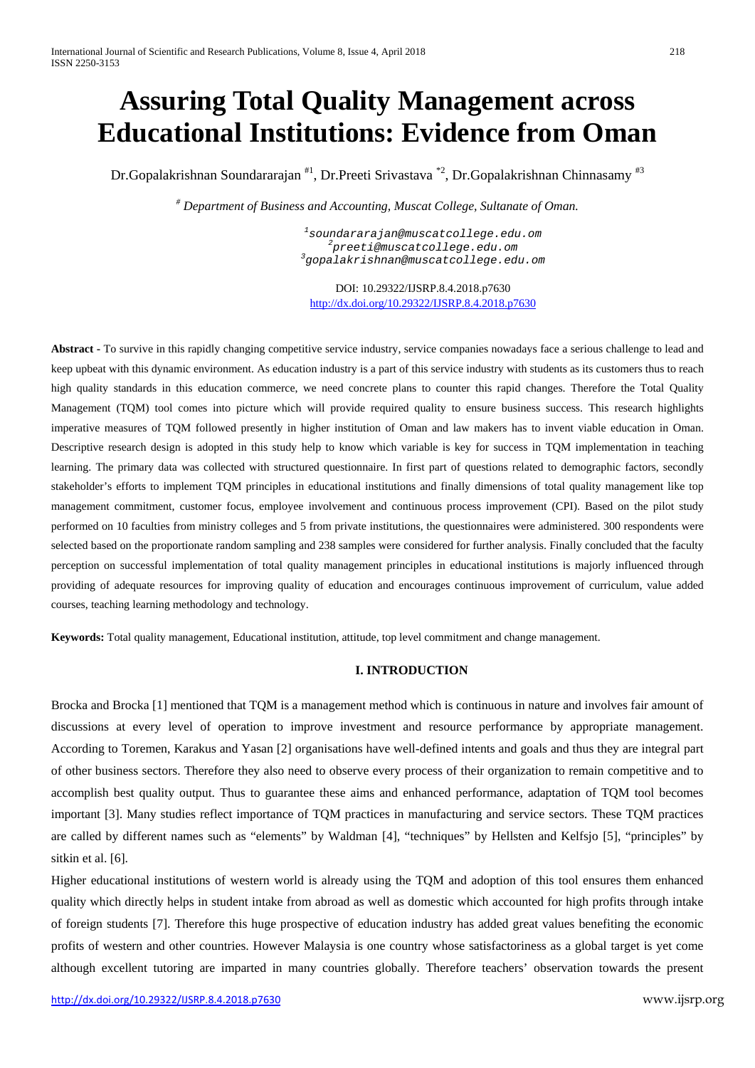# Assuring Total Quality Management across Educational Institutions: Evidence from Oman

Dr.Gopalakrishnan Soundararajan [#1], Dr.Preeti Srivastava [*2], Dr.Gopalakrishnan Chinnasamy [#3]

[#] *Department of Business and Accounting, Muscat College, Sultanate of Oman.*

[1]soundararajan@muscatcollege.edu.om
[2]preeti@muscatcollege.edu.om
[3]gopalakrishnan@muscatcollege.edu.om

DOI: 10.29322/IJSRP.8.4.2018.p7630
http://dx.doi.org/10.29322/IJSRP.8.4.2018.p7630

**Abstract -** To survive in this rapidly changing competitive service industry, service companies nowadays face a serious challenge to lead and keep upbeat with this dynamic environment. As education industry is a part of this service industry with students as its customers thus to reach high quality standards in this education commerce, we need concrete plans to counter this rapid changes. Therefore the Total Quality Management (TQM) tool comes into picture which will provide required quality to ensure business success. This research highlights imperative measures of TQM followed presently in higher institution of Oman and law makers has to invent viable education in Oman. Descriptive research design is adopted in this study help to know which variable is key for success in TQM implementation in teaching learning. The primary data was collected with structured questionnaire. In first part of questions related to demographic factors, secondly stakeholder's efforts to implement TQM principles in educational institutions and finally dimensions of total quality management like top management commitment, customer focus, employee involvement and continuous process improvement (CPI). Based on the pilot study performed on 10 faculties from ministry colleges and 5 from private institutions, the questionnaires were administered. 300 respondents were selected based on the proportionate random sampling and 238 samples were considered for further analysis. Finally concluded that the faculty perception on successful implementation of total quality management principles in educational institutions is majorly influenced through providing of adequate resources for improving quality of education and encourages continuous improvement of curriculum, value added courses, teaching learning methodology and technology.

**Keywords:** Total quality management, Educational institution, attitude, top level commitment and change management.

## I. INTRODUCTION

Brocka and Brocka [1] mentioned that TQM is a management method which is continuous in nature and involves fair amount of discussions at every level of operation to improve investment and resource performance by appropriate management. According to Toremen, Karakus and Yasan [2] organisations have well-defined intents and goals and thus they are integral part of other business sectors. Therefore they also need to observe every process of their organization to remain competitive and to accomplish best quality output. Thus to guarantee these aims and enhanced performance, adaptation of TQM tool becomes important [3]. Many studies reflect importance of TQM practices in manufacturing and service sectors. These TQM practices are called by different names such as "elements" by Waldman [4], "techniques" by Hellsten and Kelfsjo [5], "principles" by sitkin et al. [6].

Higher educational institutions of western world is already using the TQM and adoption of this tool ensures them enhanced quality which directly helps in student intake from abroad as well as domestic which accounted for high profits through intake of foreign students [7]. Therefore this huge prospective of education industry has added great values benefiting the economic profits of western and other countries. However Malaysia is one country whose satisfactoriness as a global target is yet come although excellent tutoring are imparted in many countries globally. Therefore teachers' observation towards the present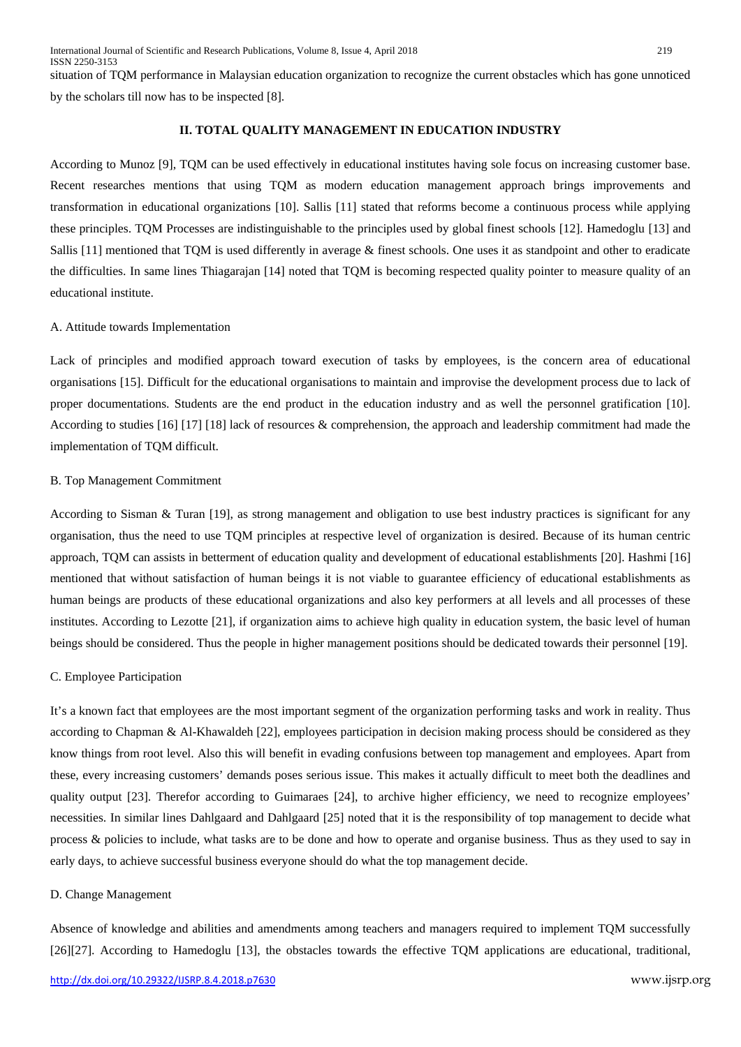situation of TQM performance in Malaysian education organization to recognize the current obstacles which has gone unnoticed by the scholars till now has to be inspected [8].

## II. TOTAL QUALITY MANAGEMENT IN EDUCATION INDUSTRY

According to Munoz [9], TQM can be used effectively in educational institutes having sole focus on increasing customer base. Recent researches mentions that using TQM as modern education management approach brings improvements and transformation in educational organizations [10]. Sallis [11] stated that reforms become a continuous process while applying these principles. TQM Processes are indistinguishable to the principles used by global finest schools [12]. Hamedoglu [13] and Sallis [11] mentioned that TQM is used differently in average & finest schools. One uses it as standpoint and other to eradicate the difficulties. In same lines Thiagarajan [14] noted that TQM is becoming respected quality pointer to measure quality of an educational institute.

### A. Attitude towards Implementation

Lack of principles and modified approach toward execution of tasks by employees, is the concern area of educational organisations [15]. Difficult for the educational organisations to maintain and improvise the development process due to lack of proper documentations. Students are the end product in the education industry and as well the personnel gratification [10]. According to studies [16] [17] [18] lack of resources & comprehension, the approach and leadership commitment had made the implementation of TQM difficult.

### B. Top Management Commitment

According to Sisman & Turan [19], as strong management and obligation to use best industry practices is significant for any organisation, thus the need to use TQM principles at respective level of organization is desired. Because of its human centric approach, TQM can assists in betterment of education quality and development of educational establishments [20]. Hashmi [16] mentioned that without satisfaction of human beings it is not viable to guarantee efficiency of educational establishments as human beings are products of these educational organizations and also key performers at all levels and all processes of these institutes. According to Lezotte [21], if organization aims to achieve high quality in education system, the basic level of human beings should be considered. Thus the people in higher management positions should be dedicated towards their personnel [19].

### C. Employee Participation

It's a known fact that employees are the most important segment of the organization performing tasks and work in reality. Thus according to Chapman & Al-Khawaldeh [22], employees participation in decision making process should be considered as they know things from root level. Also this will benefit in evading confusions between top management and employees. Apart from these, every increasing customers' demands poses serious issue. This makes it actually difficult to meet both the deadlines and quality output [23]. Therefor according to Guimaraes [24], to archive higher efficiency, we need to recognize employees' necessities. In similar lines Dahlgaard and Dahlgaard [25] noted that it is the responsibility of top management to decide what process & policies to include, what tasks are to be done and how to operate and organise business. Thus as they used to say in early days, to achieve successful business everyone should do what the top management decide.

### D. Change Management

Absence of knowledge and abilities and amendments among teachers and managers required to implement TQM successfully [26][27]. According to Hamedoglu [13], the obstacles towards the effective TQM applications are educational, traditional,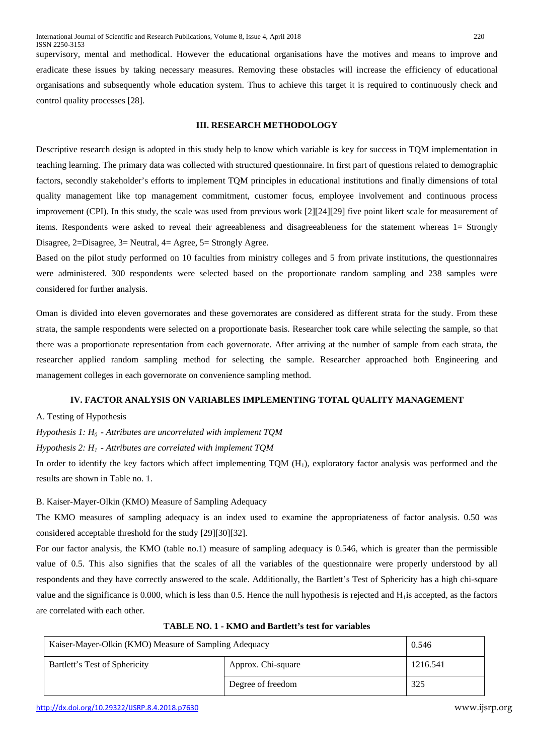supervisory, mental and methodical. However the educational organisations have the motives and means to improve and eradicate these issues by taking necessary measures. Removing these obstacles will increase the efficiency of educational organisations and subsequently whole education system. Thus to achieve this target it is required to continuously check and control quality processes [28].

## III. RESEARCH METHODOLOGY

Descriptive research design is adopted in this study help to know which variable is key for success in TQM implementation in teaching learning. The primary data was collected with structured questionnaire. In first part of questions related to demographic factors, secondly stakeholder's efforts to implement TQM principles in educational institutions and finally dimensions of total quality management like top management commitment, customer focus, employee involvement and continuous process improvement (CPI). In this study, the scale was used from previous work [2][24][29] five point likert scale for measurement of items. Respondents were asked to reveal their agreeableness and disagreeableness for the statement whereas 1= Strongly Disagree, 2=Disagree, 3= Neutral, 4= Agree, 5= Strongly Agree.

Based on the pilot study performed on 10 faculties from ministry colleges and 5 from private institutions, the questionnaires were administered. 300 respondents were selected based on the proportionate random sampling and 238 samples were considered for further analysis.

Oman is divided into eleven governorates and these governorates are considered as different strata for the study. From these strata, the sample respondents were selected on a proportionate basis. Researcher took care while selecting the sample, so that there was a proportionate representation from each governorate. After arriving at the number of sample from each strata, the researcher applied random sampling method for selecting the sample. Researcher approached both Engineering and management colleges in each governorate on convenience sampling method.

## IV. FACTOR ANALYSIS ON VARIABLES IMPLEMENTING TOTAL QUALITY MANAGEMENT

A. Testing of Hypothesis

*Hypothesis 1: $H_0$ - Attributes are uncorrelated with implement TQM*

*Hypothesis 2: $H_1$ - Attributes are correlated with implement TQM*

In order to identify the key factors which affect implementing TQM ($H_1$), exploratory factor analysis was performed and the results are shown in Table no. 1.

B. Kaiser-Mayer-Olkin (KMO) Measure of Sampling Adequacy

The KMO measures of sampling adequacy is an index used to examine the appropriateness of factor analysis. 0.50 was considered acceptable threshold for the study [29][30][32].

For our factor analysis, the KMO (table no.1) measure of sampling adequacy is 0.546, which is greater than the permissible value of 0.5. This also signifies that the scales of all the variables of the questionnaire were properly understood by all respondents and they have correctly answered to the scale. Additionally, the Bartlett's Test of Sphericity has a high chi-square value and the significance is 0.000, which is less than 0.5. Hence the null hypothesis is rejected and $H_1$ is accepted, as the factors are correlated with each other.

**TABLE NO. 1 - KMO and Bartlett's test for variables**

| Kaiser-Mayer-Olkin (KMO) Measure of Sampling Adequacy | | 0.546 |
|---|---|---|
| Bartlett's Test of Sphericity | Approx. Chi-square | 1216.541 |
| | Degree of freedom | 325 |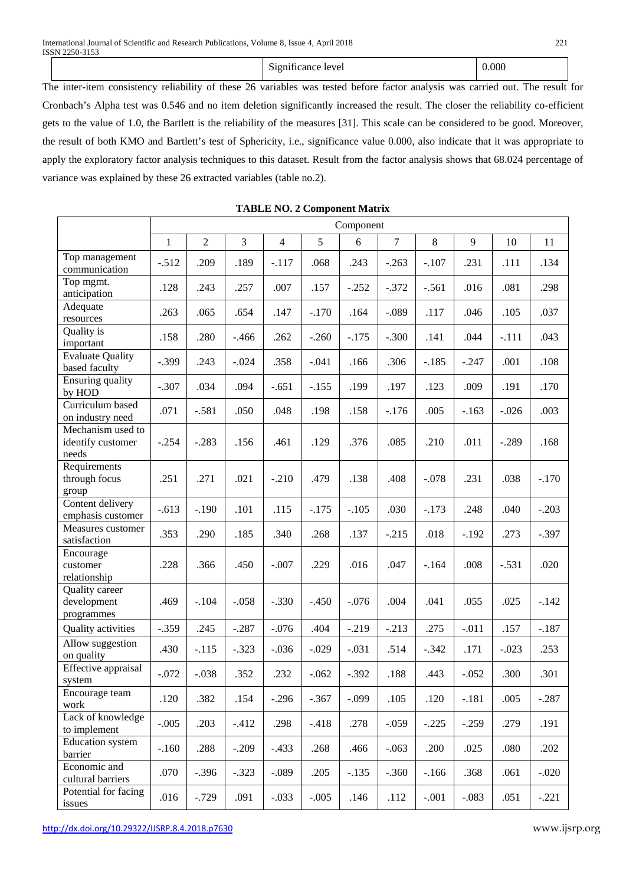| | Significance level | 0.000 |
|---|---|---|

The inter-item consistency reliability of these 26 variables was tested before factor analysis was carried out. The result for Cronbach's Alpha test was 0.546 and no item deletion significantly increased the result. The closer the reliability co-efficient gets to the value of 1.0, the Bartlett is the reliability of the measures [31]. This scale can be considered to be good. Moreover, the result of both KMO and Bartlett's test of Sphericity, i.e., significance value 0.000, also indicate that it was appropriate to apply the exploratory factor analysis techniques to this dataset. Result from the factor analysis shows that 68.024 percentage of variance was explained by these 26 extracted variables (table no.2).

**TABLE NO. 2 Component Matrix**

| | Component | | | | | | | | | | |
|---|---|---|---|---|---|---|---|---|---|---|---|
| | 1 | 2 | 3 | 4 | 5 | 6 | 7 | 8 | 9 | 10 | 11 |
| Top management communication | -.512 | .209 | .189 | -.117 | .068 | .243 | -.263 | -.107 | .231 | .111 | .134 |
| Top mgmt. anticipation | .128 | .243 | .257 | .007 | .157 | -.252 | -.372 | -.561 | .016 | .081 | .298 |
| Adequate resources | .263 | .065 | .654 | .147 | -.170 | .164 | -.089 | .117 | .046 | .105 | .037 |
| Quality is important | .158 | .280 | -.466 | .262 | -.260 | -.175 | -.300 | .141 | .044 | -.111 | .043 |
| Evaluate Quality based faculty | -.399 | .243 | -.024 | .358 | -.041 | .166 | .306 | -.185 | -.247 | .001 | .108 |
| Ensuring quality by HOD | -.307 | .034 | .094 | -.651 | -.155 | .199 | .197 | .123 | .009 | .191 | .170 |
| Curriculum based on industry need | .071 | -.581 | .050 | .048 | .198 | .158 | -.176 | .005 | -.163 | -.026 | .003 |
| Mechanism used to identify customer needs | -.254 | -.283 | .156 | .461 | .129 | .376 | .085 | .210 | .011 | -.289 | .168 |
| Requirements through focus group | .251 | .271 | .021 | -.210 | .479 | .138 | .408 | -.078 | .231 | .038 | -.170 |
| Content delivery emphasis customer | -.613 | -.190 | .101 | .115 | -.175 | -.105 | .030 | -.173 | .248 | .040 | -.203 |
| Measures customer satisfaction | .353 | .290 | .185 | .340 | .268 | .137 | -.215 | .018 | -.192 | .273 | -.397 |
| Encourage customer relationship | .228 | .366 | .450 | -.007 | .229 | .016 | .047 | -.164 | .008 | -.531 | .020 |
| Quality career development programmes | .469 | -.104 | -.058 | -.330 | -.450 | -.076 | .004 | .041 | .055 | .025 | -.142 |
| Quality activities | -.359 | .245 | -.287 | -.076 | .404 | -.219 | -.213 | .275 | -.011 | .157 | -.187 |
| Allow suggestion on quality | .430 | -.115 | -.323 | -.036 | -.029 | -.031 | .514 | -.342 | .171 | -.023 | .253 |
| Effective appraisal system | -.072 | -.038 | .352 | .232 | -.062 | -.392 | .188 | .443 | -.052 | .300 | .301 |
| Encourage team work | .120 | .382 | .154 | -.296 | -.367 | -.099 | .105 | .120 | -.181 | .005 | -.287 |
| Lack of knowledge to implement | -.005 | .203 | -.412 | .298 | -.418 | .278 | -.059 | -.225 | -.259 | .279 | .191 |
| Education system barrier | -.160 | .288 | -.209 | -.433 | .268 | .466 | -.063 | .200 | .025 | .080 | .202 |
| Economic and cultural barriers | .070 | -.396 | -.323 | -.089 | .205 | -.135 | -.360 | -.166 | .368 | .061 | -.020 |
| Potential for facing issues | .016 | -.729 | .091 | -.033 | -.005 | .146 | .112 | -.001 | -.083 | .051 | -.221 |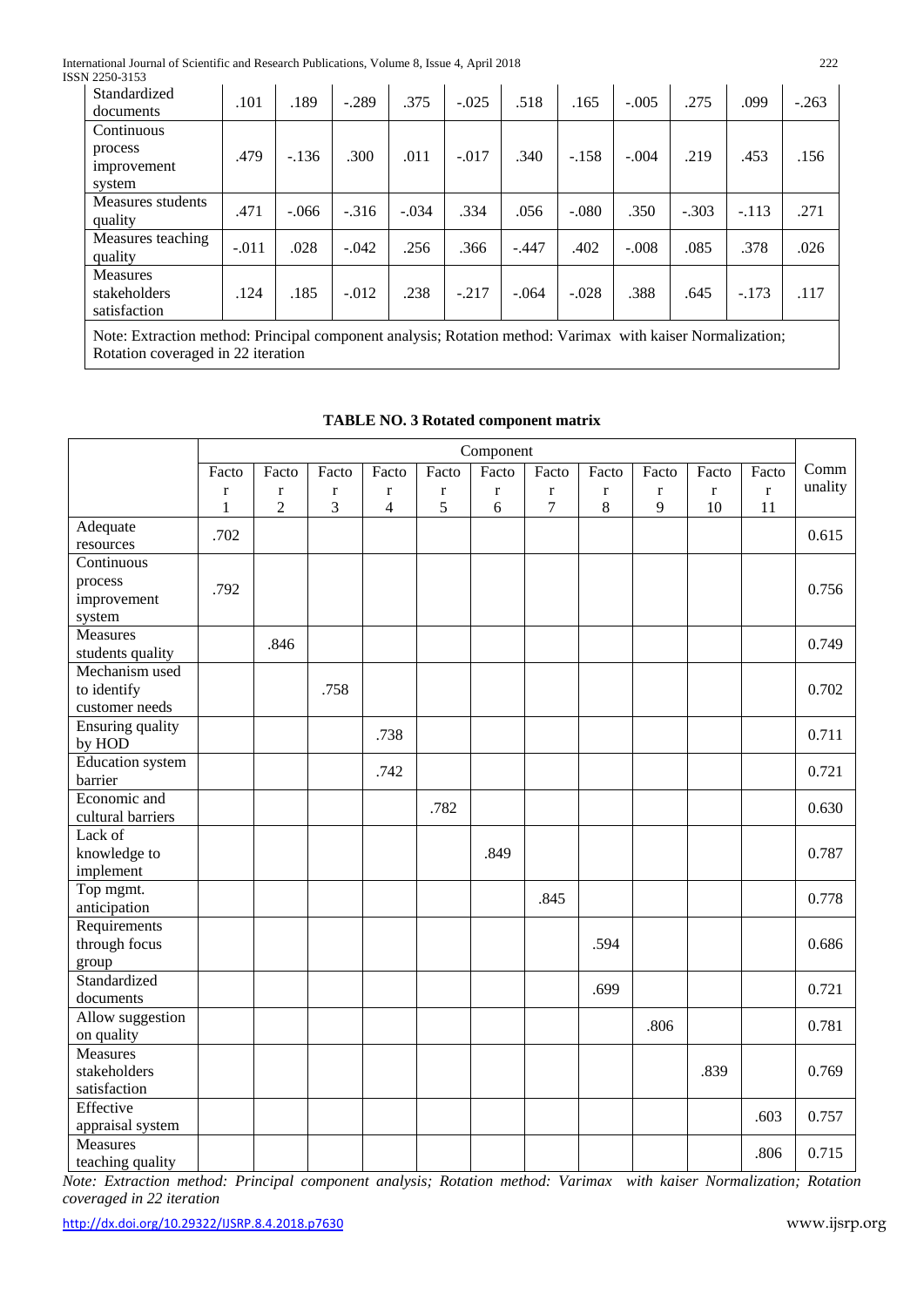| Standardized documents | .101 | .189 | -.289 | .375 | -.025 | .518 | .165 | -.005 | .275 | .099 | -.263 |
|---|---|---|---|---|---|---|---|---|---|---|---|
| Continuous process improvement system | .479 | -.136 | .300 | .011 | -.017 | .340 | -.158 | -.004 | .219 | .453 | .156 |
| Measures students quality | .471 | -.066 | -.316 | -.034 | .334 | .056 | -.080 | .350 | -.303 | -.113 | .271 |
| Measures teaching quality | -.011 | .028 | -.042 | .256 | .366 | -.447 | .402 | -.008 | .085 | .378 | .026 |
| Measures stakeholders satisfaction | .124 | .185 | -.012 | .238 | -.217 | -.064 | -.028 | .388 | .645 | -.173 | .117 |

Note: Extraction method: Principal component analysis; Rotation method: Varimax with kaiser Normalization; Rotation coveraged in 22 iteration

**TABLE NO. 3 Rotated component matrix**

| | Component | | | | | | | | | | | |
|---|---|---|---|---|---|---|---|---|---|---|---|---|
| | Factor 1 | Factor 2 | Factor 3 | Factor 4 | Factor 5 | Factor 6 | Factor 7 | Factor 8 | Factor 9 | Factor 10 | Factor 11 | Communality |
| Adequate resources | .702 | | | | | | | | | | | 0.615 |
| Continuous process improvement system | .792 | | | | | | | | | | | 0.756 |
| Measures students quality | | .846 | | | | | | | | | | 0.749 |
| Mechanism used to identify customer needs | | | .758 | | | | | | | | | 0.702 |
| Ensuring quality by HOD | | | | .738 | | | | | | | | 0.711 |
| Education system barrier | | | | .742 | | | | | | | | 0.721 |
| Economic and cultural barriers | | | | | .782 | | | | | | | 0.630 |
| Lack of knowledge to implement | | | | | | .849 | | | | | | 0.787 |
| Top mgmt. anticipation | | | | | | | .845 | | | | | 0.778 |
| Requirements through focus group | | | | | | | | .594 | | | | 0.686 |
| Standardized documents | | | | | | | | .699 | | | | 0.721 |
| Allow suggestion on quality | | | | | | | | | .806 | | | 0.781 |
| Measures stakeholders satisfaction | | | | | | | | | | .839 | | 0.769 |
| Effective appraisal system | | | | | | | | | | | .603 | 0.757 |
| Measures teaching quality | | | | | | | | | | | .806 | 0.715 |

*Note: Extraction method: Principal component analysis; Rotation method: Varimax with kaiser Normalization; Rotation coveraged in 22 iteration*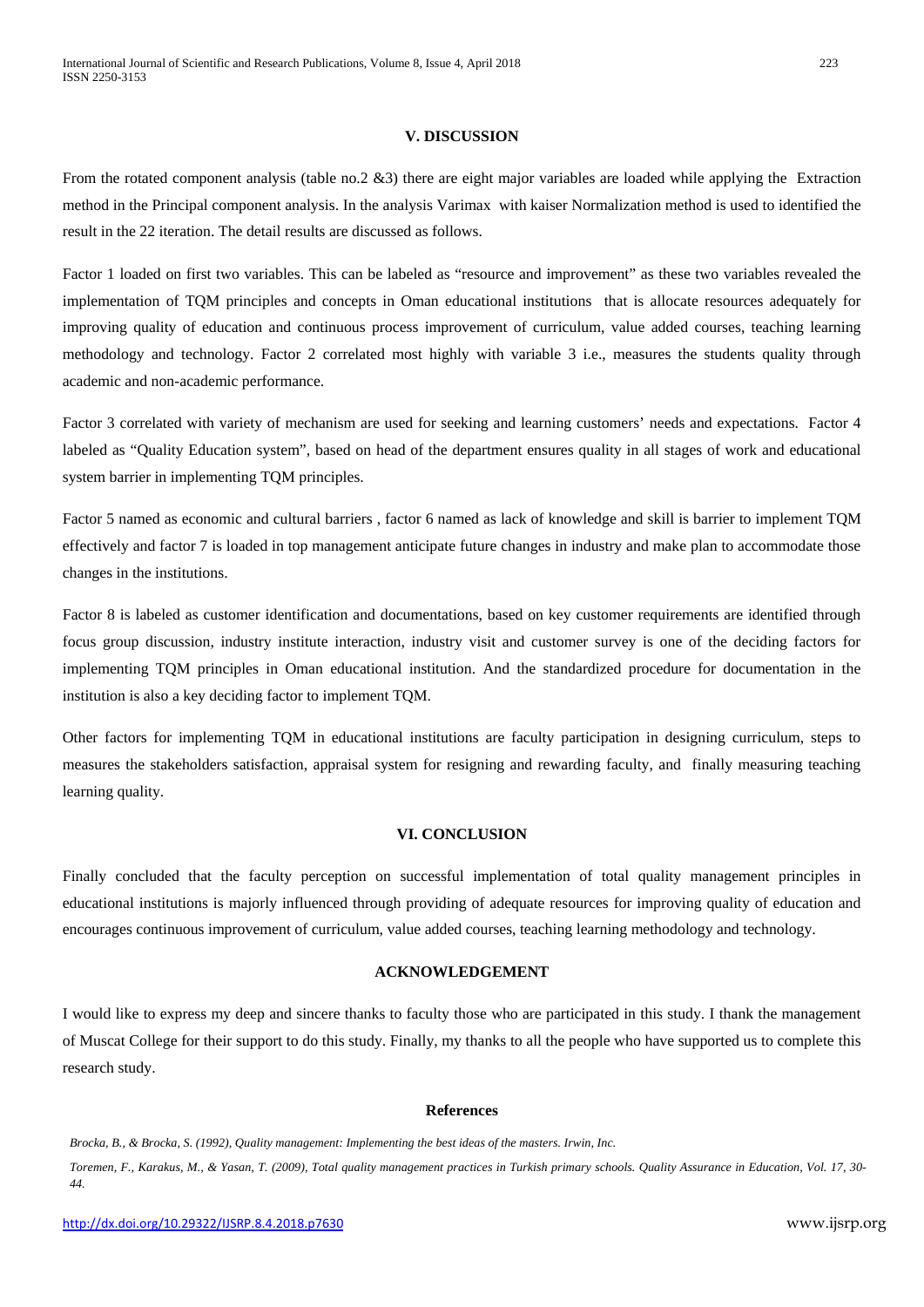## V. DISCUSSION

From the rotated component analysis (table no.2 &3) there are eight major variables are loaded while applying the Extraction method in the Principal component analysis. In the analysis Varimax with kaiser Normalization method is used to identified the result in the 22 iteration. The detail results are discussed as follows.

Factor 1 loaded on first two variables. This can be labeled as "resource and improvement" as these two variables revealed the implementation of TQM principles and concepts in Oman educational institutions that is allocate resources adequately for improving quality of education and continuous process improvement of curriculum, value added courses, teaching learning methodology and technology. Factor 2 correlated most highly with variable 3 i.e., measures the students quality through academic and non-academic performance.

Factor 3 correlated with variety of mechanism are used for seeking and learning customers' needs and expectations. Factor 4 labeled as "Quality Education system", based on head of the department ensures quality in all stages of work and educational system barrier in implementing TQM principles.

Factor 5 named as economic and cultural barriers , factor 6 named as lack of knowledge and skill is barrier to implement TQM effectively and factor 7 is loaded in top management anticipate future changes in industry and make plan to accommodate those changes in the institutions.

Factor 8 is labeled as customer identification and documentations, based on key customer requirements are identified through focus group discussion, industry institute interaction, industry visit and customer survey is one of the deciding factors for implementing TQM principles in Oman educational institution. And the standardized procedure for documentation in the institution is also a key deciding factor to implement TQM.

Other factors for implementing TQM in educational institutions are faculty participation in designing curriculum, steps to measures the stakeholders satisfaction, appraisal system for resigning and rewarding faculty, and finally measuring teaching learning quality.

## VI. CONCLUSION

Finally concluded that the faculty perception on successful implementation of total quality management principles in educational institutions is majorly influenced through providing of adequate resources for improving quality of education and encourages continuous improvement of curriculum, value added courses, teaching learning methodology and technology.

## ACKNOWLEDGEMENT

I would like to express my deep and sincere thanks to faculty those who are participated in this study. I thank the management of Muscat College for their support to do this study. Finally, my thanks to all the people who have supported us to complete this research study.

## References

*Brocka, B., & Brocka, S. (1992), Quality management: Implementing the best ideas of the masters. Irwin, Inc.*

*Toremen, F., Karakus, M., & Yasan, T. (2009), Total quality management practices in Turkish primary schools. Quality Assurance in Education, Vol. 17, 30-44.*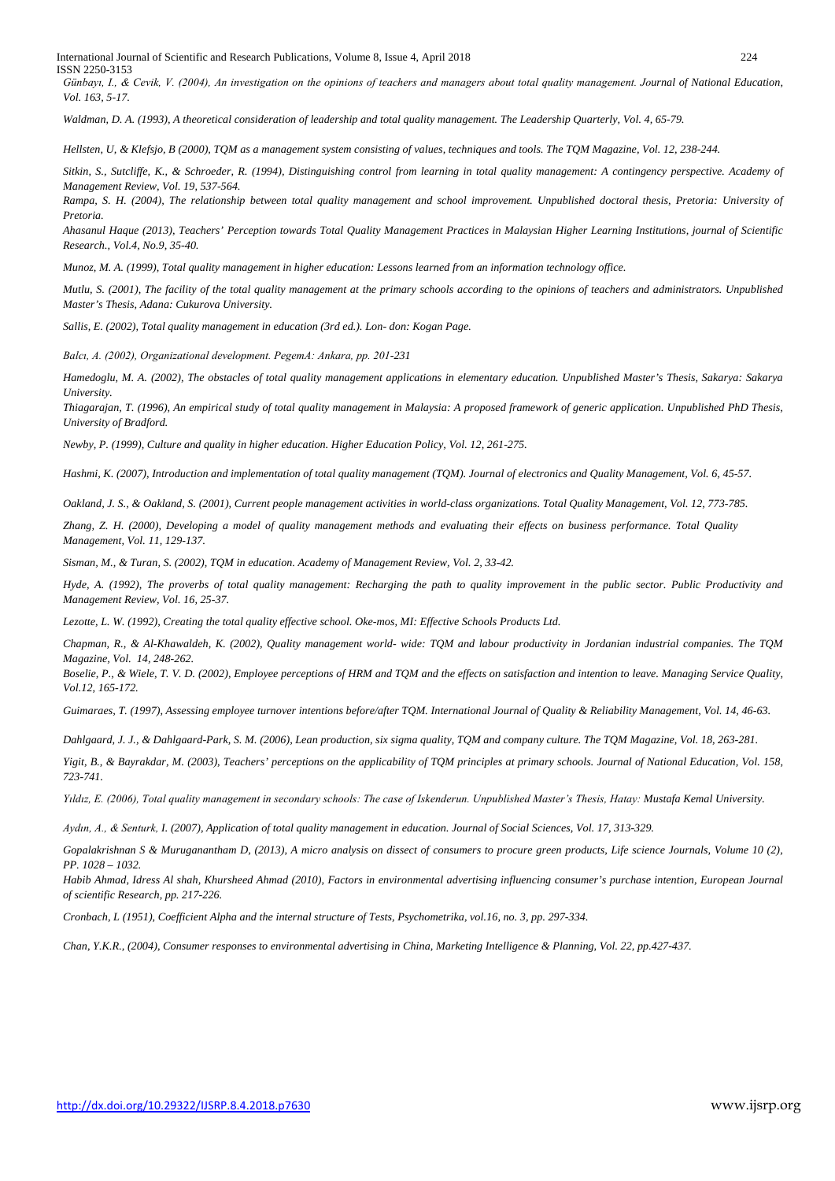*Günbayı, I., & Cevik, V. (2004), An investigation on the opinions of teachers and managers about total quality management. Journal of National Education, Vol. 163, 5-17.*

*Waldman, D. A. (1993), A theoretical consideration of leadership and total quality management. The Leadership Quarterly, Vol. 4, 65-79.*

*Hellsten, U, & Klefsjo, B (2000), TQM as a management system consisting of values, techniques and tools. The TQM Magazine, Vol. 12, 238-244.*

*Sitkin, S., Sutcliffe, K., & Schroeder, R. (1994), Distinguishing control from learning in total quality management: A contingency perspective. Academy of Management Review, Vol. 19, 537-564.*

*Rampa, S. H. (2004), The relationship between total quality management and school improvement. Unpublished doctoral thesis, Pretoria: University of Pretoria.*

*Ahasanul Haque (2013), Teachers' Perception towards Total Quality Management Practices in Malaysian Higher Learning Institutions, journal of Scientific Research., Vol.4, No.9, 35-40.*

*Munoz, M. A. (1999), Total quality management in higher education: Lessons learned from an information technology office.*

*Mutlu, S. (2001), The facility of the total quality management at the primary schools according to the opinions of teachers and administrators. Unpublished Master's Thesis, Adana: Cukurova University.*

*Sallis, E. (2002), Total quality management in education (3rd ed.). Lon- don: Kogan Page.*

*Balcı, A. (2002), Organizational development. PegemA: Ankara, pp. 201-231*

*Hamedoglu, M. A. (2002), The obstacles of total quality management applications in elementary education. Unpublished Master's Thesis, Sakarya: Sakarya University.*

*Thiagarajan, T. (1996), An empirical study of total quality management in Malaysia: A proposed framework of generic application. Unpublished PhD Thesis, University of Bradford.*

*Newby, P. (1999), Culture and quality in higher education. Higher Education Policy, Vol. 12, 261-275.*

*Hashmi, K. (2007), Introduction and implementation of total quality management (TQM). Journal of electronics and Quality Management, Vol. 6, 45-57.*

*Oakland, J. S., & Oakland, S. (2001), Current people management activities in world-class organizations. Total Quality Management, Vol. 12, 773-785.*

*Zhang, Z. H. (2000), Developing a model of quality management methods and evaluating their effects on business performance. Total Quality Management, Vol. 11, 129-137.*

*Sisman, M., & Turan, S. (2002), TQM in education. Academy of Management Review, Vol. 2, 33-42.*

*Hyde, A. (1992), The proverbs of total quality management: Recharging the path to quality improvement in the public sector. Public Productivity and Management Review, Vol. 16, 25-37.*

*Lezotte, L. W. (1992), Creating the total quality effective school. Oke-mos, MI: Effective Schools Products Ltd.*

*Chapman, R., & Al-Khawaldeh, K. (2002), Quality management world- wide: TQM and labour productivity in Jordanian industrial companies. The TQM Magazine, Vol. 14, 248-262.*

*Boselie, P., & Wiele, T. V. D. (2002), Employee perceptions of HRM and TQM and the effects on satisfaction and intention to leave. Managing Service Quality, Vol.12, 165-172.*

*Guimaraes, T. (1997), Assessing employee turnover intentions before/after TQM. International Journal of Quality & Reliability Management, Vol. 14, 46-63.*

*Dahlgaard, J. J., & Dahlgaard-Park, S. M. (2006), Lean production, six sigma quality, TQM and company culture. The TQM Magazine, Vol. 18, 263-281.*

*Yigit, B., & Bayrakdar, M. (2003), Teachers' perceptions on the applicability of TQM principles at primary schools. Journal of National Education, Vol. 158, 723-741.*

*Yıldız, E. (2006), Total quality management in secondary schools: The case of Iskenderun. Unpublished Master's Thesis, Hatay: Mustafa Kemal University.*

*Aydın, A., & Senturk, I. (2007), Application of total quality management in education. Journal of Social Sciences, Vol. 17, 313-329.*

*Gopalakrishnan S & Muruganantham D, (2013), A micro analysis on dissect of consumers to procure green products, Life science Journals, Volume 10 (2), PP. 1028 – 1032.*

*Habib Ahmad, Idress Al shah, Khursheed Ahmad (2010), Factors in environmental advertising influencing consumer's purchase intention, European Journal of scientific Research, pp. 217-226.*

*Cronbach, L (1951), Coefficient Alpha and the internal structure of Tests, Psychometrika, vol.16, no. 3, pp. 297-334.*

*Chan, Y.K.R., (2004), Consumer responses to environmental advertising in China, Marketing Intelligence & Planning, Vol. 22, pp.427-437.*